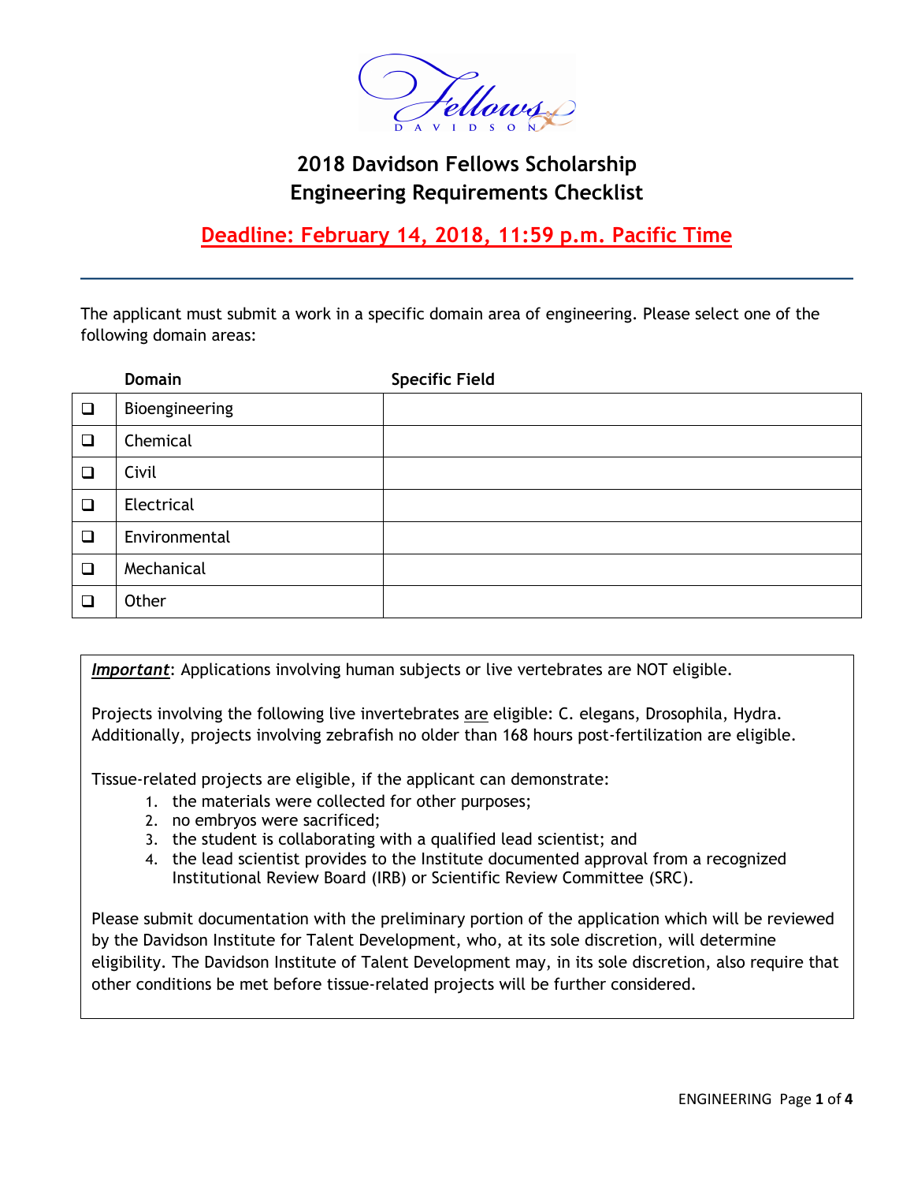# 2018 Davidson Fellows Scholarship
## Engineering Requirements Checklist

**Deadline: February 14, 2018, 11:59 p.m. Pacific Time**

---

The applicant must submit a work in a specific domain area of engineering. Please select one of the following domain areas:

| | Domain | Specific Field |
|---|---|---|
| ☐ | Bioengineering | |
| ☐ | Chemical | |
| ☐ | Civil | |
| ☐ | Electrical | |
| ☐ | Environmental | |
| ☐ | Mechanical | |
| ☐ | Other | |

***Important***: Applications involving human subjects or live vertebrates are NOT eligible.

Projects involving the following live invertebrates are eligible: C. elegans, Drosophila, Hydra. Additionally, projects involving zebrafish no older than 168 hours post-fertilization are eligible.

Tissue-related projects are eligible, if the applicant can demonstrate:

1. the materials were collected for other purposes;
2. no embryos were sacrificed;
3. the student is collaborating with a qualified lead scientist; and
4. the lead scientist provides to the Institute documented approval from a recognized Institutional Review Board (IRB) or Scientific Review Committee (SRC).

Please submit documentation with the preliminary portion of the application which will be reviewed by the Davidson Institute for Talent Development, who, at its sole discretion, will determine eligibility. The Davidson Institute of Talent Development may, in its sole discretion, also require that other conditions be met before tissue-related projects will be further considered.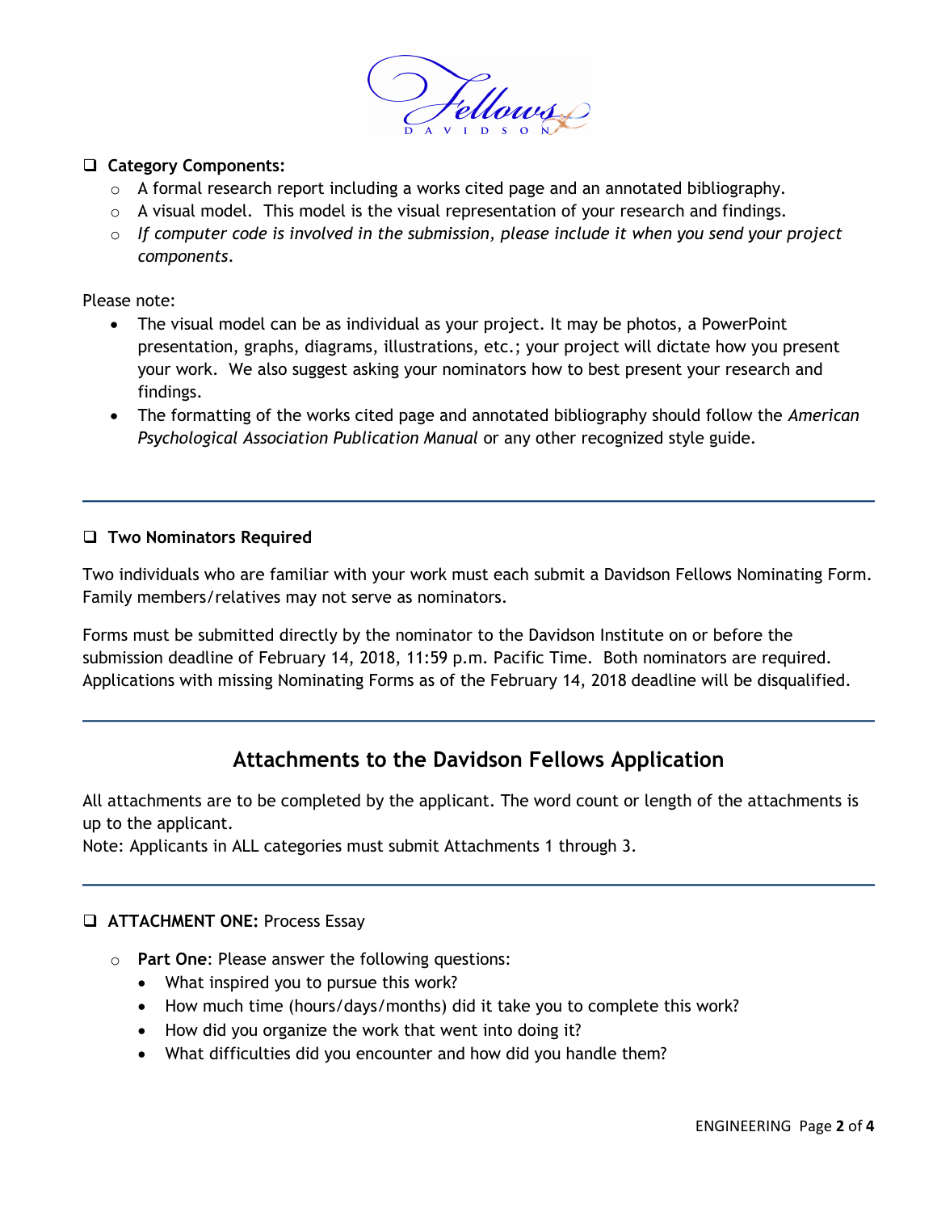- [ ] **Category Components:**
  - A formal research report including a works cited page and an annotated bibliography.
  - A visual model. This model is the visual representation of your research and findings.
  - *If computer code is involved in the submission, please include it when you send your project components.*

Please note:

- The visual model can be as individual as your project. It may be photos, a PowerPoint presentation, graphs, diagrams, illustrations, etc.; your project will dictate how you present your work. We also suggest asking your nominators how to best present your research and findings.
- The formatting of the works cited page and annotated bibliography should follow the *American Psychological Association Publication Manual* or any other recognized style guide.

---

- [ ] **Two Nominators Required**

Two individuals who are familiar with your work must each submit a Davidson Fellows Nominating Form. Family members/relatives may not serve as nominators.

Forms must be submitted directly by the nominator to the Davidson Institute on or before the submission deadline of February 14, 2018, 11:59 p.m. Pacific Time. Both nominators are required. Applications with missing Nominating Forms as of the February 14, 2018 deadline will be disqualified.

---

## Attachments to the Davidson Fellows Application

All attachments are to be completed by the applicant. The word count or length of the attachments is up to the applicant.
Note: Applicants in ALL categories must submit Attachments 1 through 3.

---

- [ ] **ATTACHMENT ONE:** Process Essay
  - **Part One**: Please answer the following questions:
    - What inspired you to pursue this work?
    - How much time (hours/days/months) did it take you to complete this work?
    - How did you organize the work that went into doing it?
    - What difficulties did you encounter and how did you handle them?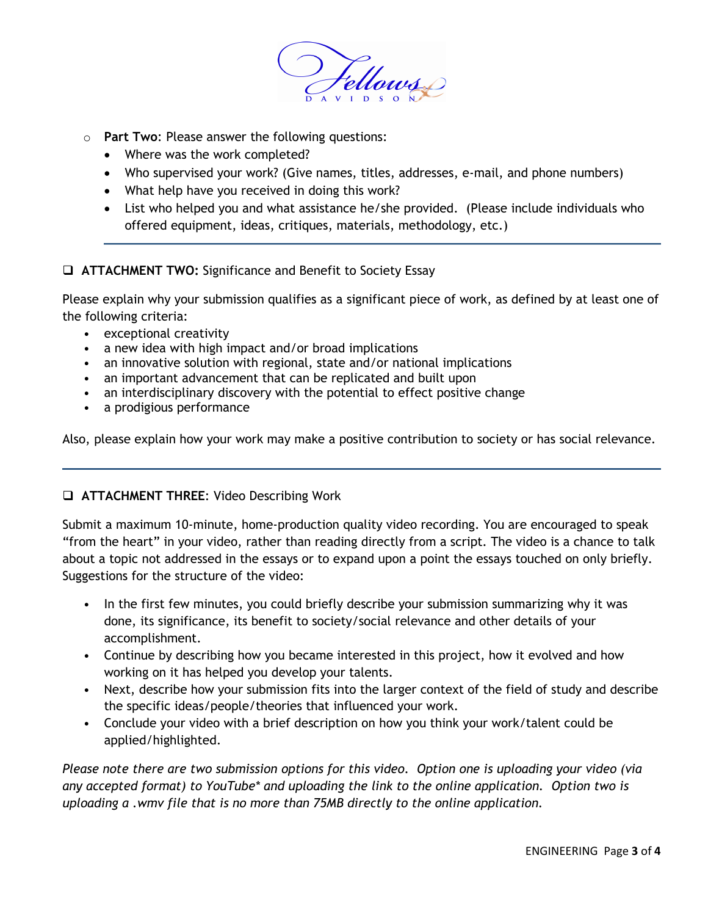- **Part Two**: Please answer the following questions:
  - Where was the work completed?
  - Who supervised your work? (Give names, titles, addresses, e-mail, and phone numbers)
  - What help have you received in doing this work?
  - List who helped you and what assistance he/she provided. (Please include individuals who offered equipment, ideas, critiques, materials, methodology, etc.)

---

- [ ] **ATTACHMENT TWO:** Significance and Benefit to Society Essay

Please explain why your submission qualifies as a significant piece of work, as defined by at least one of the following criteria:

- exceptional creativity
- a new idea with high impact and/or broad implications
- an innovative solution with regional, state and/or national implications
- an important advancement that can be replicated and built upon
- an interdisciplinary discovery with the potential to effect positive change
- a prodigious performance

Also, please explain how your work may make a positive contribution to society or has social relevance.

---

- [ ] **ATTACHMENT THREE**: Video Describing Work

Submit a maximum 10-minute, home-production quality video recording. You are encouraged to speak "from the heart" in your video, rather than reading directly from a script. The video is a chance to talk about a topic not addressed in the essays or to expand upon a point the essays touched on only briefly. Suggestions for the structure of the video:

- In the first few minutes, you could briefly describe your submission summarizing why it was done, its significance, its benefit to society/social relevance and other details of your accomplishment.
- Continue by describing how you became interested in this project, how it evolved and how working on it has helped you develop your talents.
- Next, describe how your submission fits into the larger context of the field of study and describe the specific ideas/people/theories that influenced your work.
- Conclude your video with a brief description on how you think your work/talent could be applied/highlighted.

*Please note there are two submission options for this video. Option one is uploading your video (via any accepted format) to YouTube* and uploading the link to the online application. Option two is uploading a .wmv file that is no more than 75MB directly to the online application.*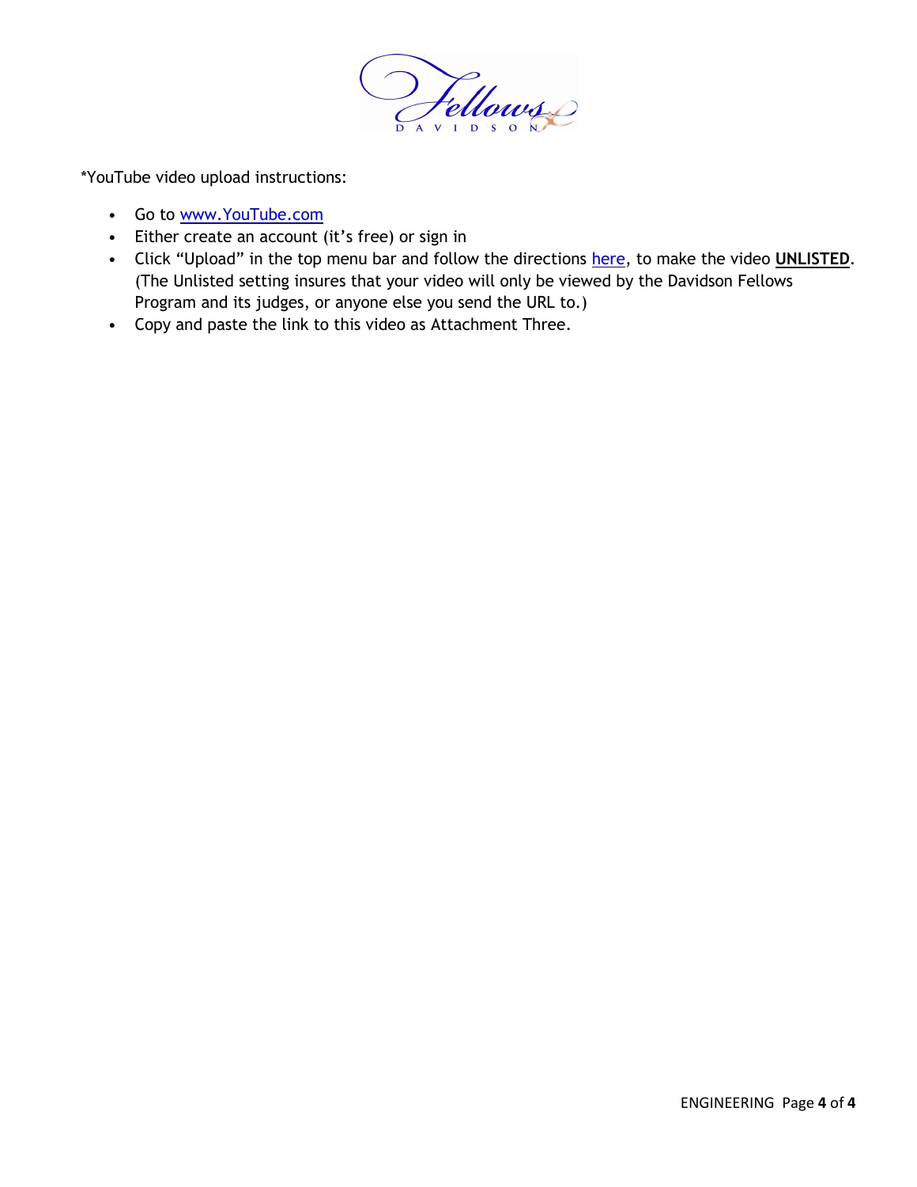*YouTube video upload instructions:

- Go to [www.YouTube.com](www.YouTube.com)
- Either create an account (it's free) or sign in
- Click "Upload" in the top menu bar and follow the directions here, to make the video **UNLISTED**. (The Unlisted setting insures that your video will only be viewed by the Davidson Fellows Program and its judges, or anyone else you send the URL to.)
- Copy and paste the link to this video as Attachment Three.